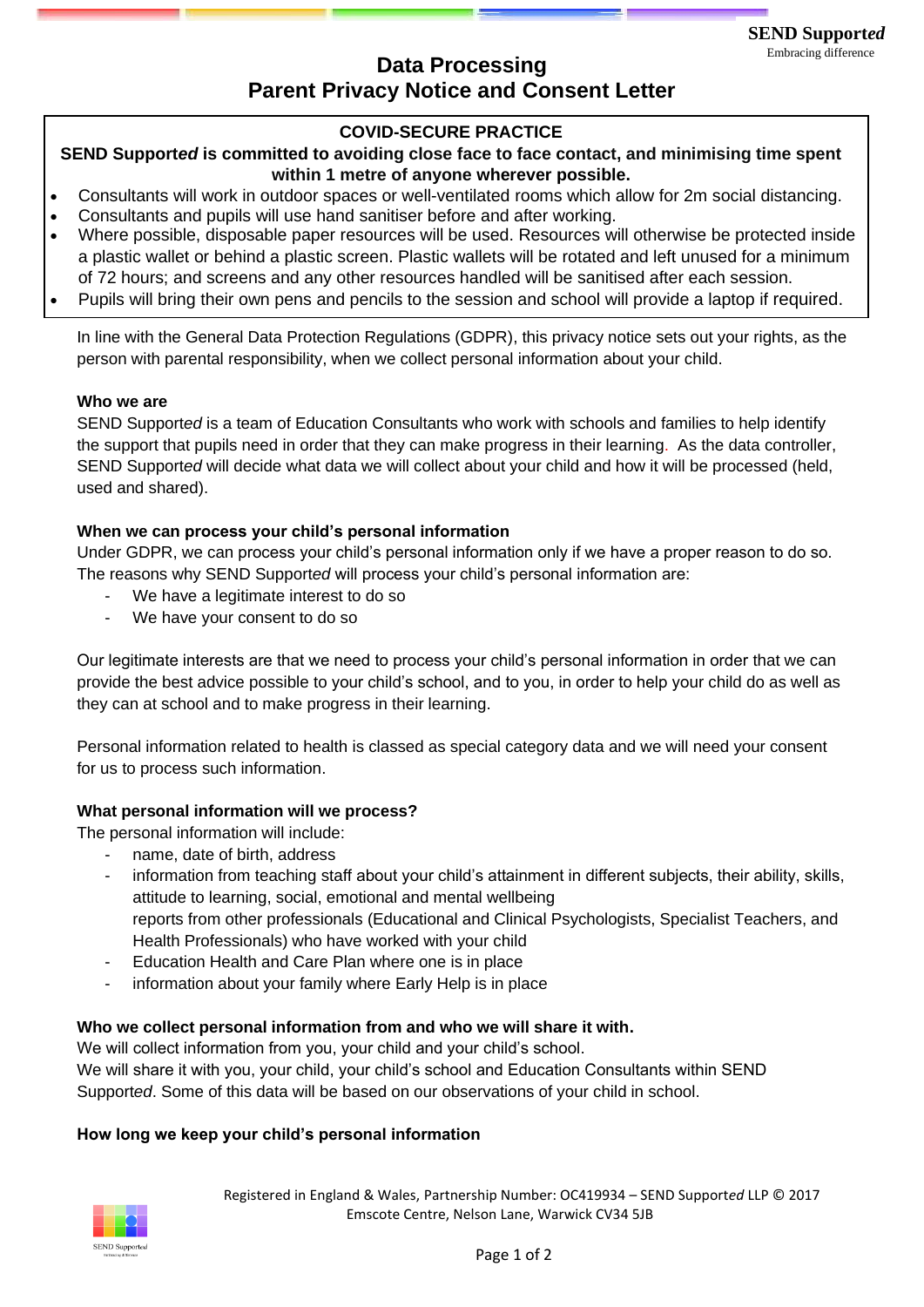**SEND Support*ed***
Embracing difference

# Data Processing
# Parent Privacy Notice and Consent Letter

**COVID-SECURE PRACTICE**

**SEND Support*ed* is committed to avoiding close face to face contact, and minimising time spent within 1 metre of anyone wherever possible.**

- Consultants will work in outdoor spaces or well-ventilated rooms which allow for 2m social distancing.
- Consultants and pupils will use hand sanitiser before and after working.
- Where possible, disposable paper resources will be used. Resources will otherwise be protected inside a plastic wallet or behind a plastic screen. Plastic wallets will be rotated and left unused for a minimum of 72 hours; and screens and any other resources handled will be sanitised after each session.
- Pupils will bring their own pens and pencils to the session and school will provide a laptop if required.

In line with the General Data Protection Regulations (GDPR), this privacy notice sets out your rights, as the person with parental responsibility, when we collect personal information about your child.

**Who we are**

SEND Support*ed* is a team of Education Consultants who work with schools and families to help identify the support that pupils need in order that they can make progress in their learning. As the data controller, SEND Support*ed* will decide what data we will collect about your child and how it will be processed (held, used and shared).

**When we can process your child's personal information**

Under GDPR, we can process your child's personal information only if we have a proper reason to do so. The reasons why SEND Support*ed* will process your child's personal information are:

- We have a legitimate interest to do so
- We have your consent to do so

Our legitimate interests are that we need to process your child's personal information in order that we can provide the best advice possible to your child's school, and to you, in order to help your child do as well as they can at school and to make progress in their learning.

Personal information related to health is classed as special category data and we will need your consent for us to process such information.

**What personal information will we process?**

The personal information will include:

- name, date of birth, address
- information from teaching staff about your child's attainment in different subjects, their ability, skills, attitude to learning, social, emotional and mental wellbeing
  reports from other professionals (Educational and Clinical Psychologists, Specialist Teachers, and Health Professionals) who have worked with your child
- Education Health and Care Plan where one is in place
- information about your family where Early Help is in place

**Who we collect personal information from and who we will share it with.**

We will collect information from you, your child and your child's school.
We will share it with you, your child, your child's school and Education Consultants within SEND Support*ed*. Some of this data will be based on our observations of your child in school.

**How long we keep your child's personal information**

Registered in England & Wales, Partnership Number: OC419934 – SEND Support*ed* LLP © 2017
Emscote Centre, Nelson Lane, Warwick CV34 5JB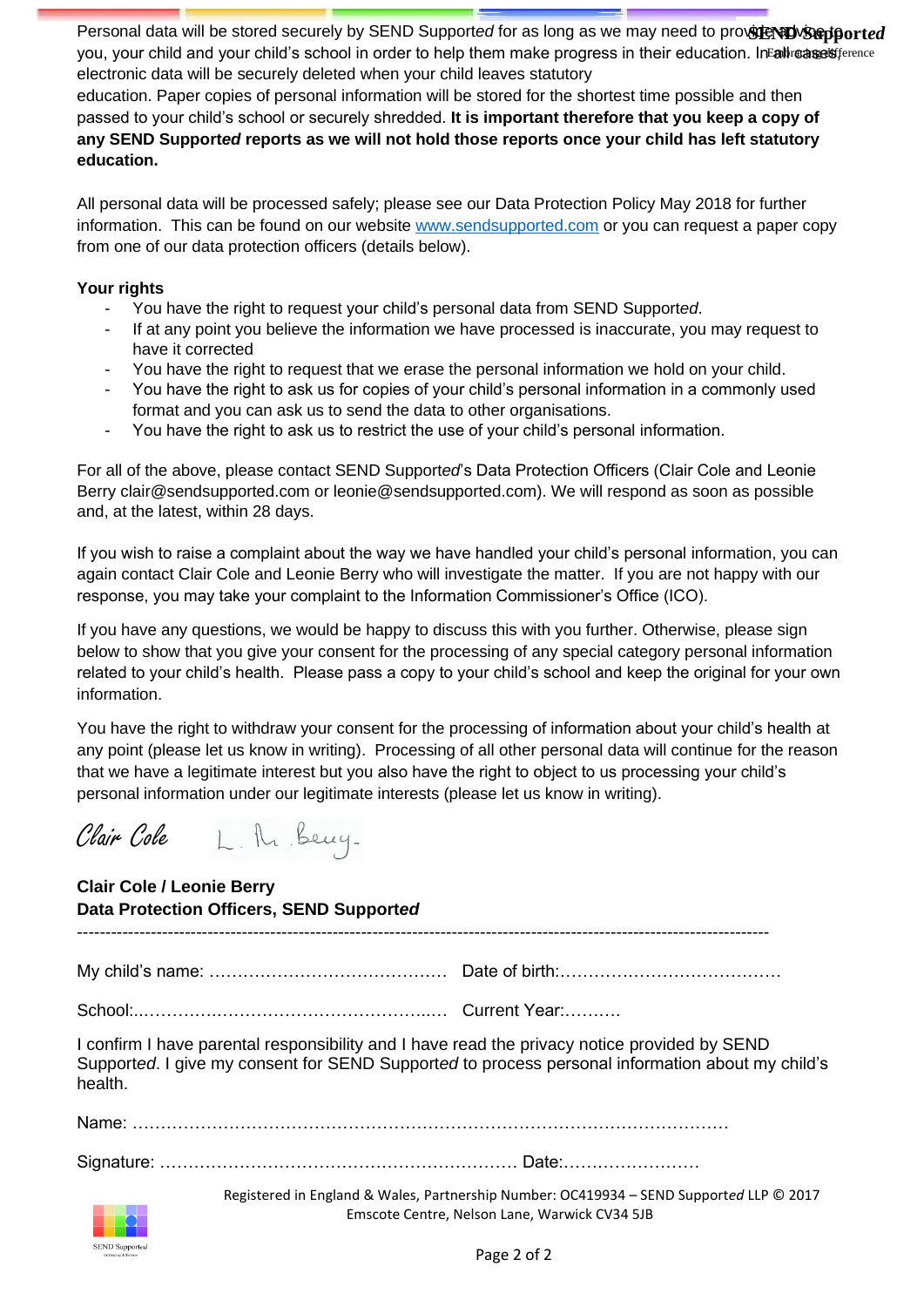Personal data will be stored securely by SEND Support*ed* for as long as we may need to provide advice to you, your child and your child's school in order to help them make progress in their education. In all cases, electronic data will be securely deleted when your child leaves statutory education. Paper copies of personal information will be stored for the shortest time possible and then passed to your child's school or securely shredded. **It is important therefore that you keep a copy of any SEND Support*ed* reports as we will not hold those reports once your child has left statutory education.**

All personal data will be processed safely; please see our Data Protection Policy May 2018 for further information. This can be found on our website www.sendsupported.com or you can request a paper copy from one of our data protection officers (details below).

**Your rights**

- You have the right to request your child's personal data from SEND Support*ed*.
- If at any point you believe the information we have processed is inaccurate, you may request to have it corrected
- You have the right to request that we erase the personal information we hold on your child.
- You have the right to ask us for copies of your child's personal information in a commonly used format and you can ask us to send the data to other organisations.
- You have the right to ask us to restrict the use of your child's personal information.

For all of the above, please contact SEND Support*ed*'s Data Protection Officers (Clair Cole and Leonie Berry clair@sendsupported.com or leonie@sendsupported.com). We will respond as soon as possible and, at the latest, within 28 days.

If you wish to raise a complaint about the way we have handled your child's personal information, you can again contact Clair Cole and Leonie Berry who will investigate the matter. If you are not happy with our response, you may take your complaint to the Information Commissioner's Office (ICO).

If you have any questions, we would be happy to discuss this with you further. Otherwise, please sign below to show that you give your consent for the processing of any special category personal information related to your child's health. Please pass a copy to your child's school and keep the original for your own information.

You have the right to withdraw your consent for the processing of information about your child's health at any point (please let us know in writing). Processing of all other personal data will continue for the reason that we have a legitimate interest but you also have the right to object to us processing your child's personal information under our legitimate interests (please let us know in writing).

Clair Cole    L. M. Berry.

**Clair Cole / Leonie Berry**
**Data Protection Officers, SEND Support*ed***

---

My child's name: …………………………………… Date of birth:…………………………………

School:………………………………………………… Current Year:……….

I confirm I have parental responsibility and I have read the privacy notice provided by SEND Support*ed*. I give my consent for SEND Support*ed* to process personal information about my child's health.

Name: ……………………………………………………………………………………………

Signature: ……………………………………………………… Date:……………………

Registered in England & Wales, Partnership Number: OC419934 – SEND Support*ed* LLP © 2017
Emscote Centre, Nelson Lane, Warwick CV34 5JB